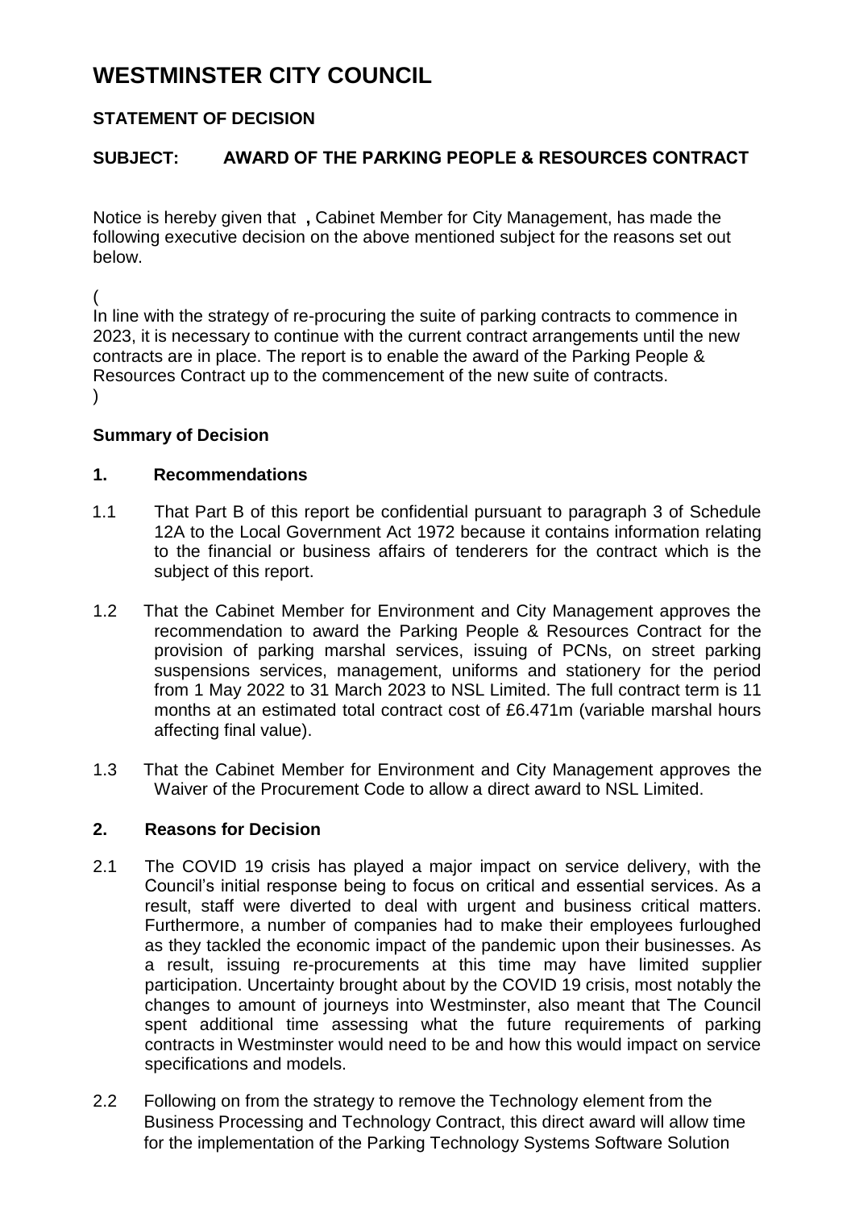# WESTMINSTER CITY COUNCIL

## STATEMENT OF DECISION

## SUBJECT: AWARD OF THE PARKING PEOPLE & RESOURCES CONTRACT

Notice is hereby given that **,** Cabinet Member for City Management, has made the following executive decision on the above mentioned subject for the reasons set out below.

(
In line with the strategy of re-procuring the suite of parking contracts to commence in 2023, it is necessary to continue with the current contract arrangements until the new contracts are in place. The report is to enable the award of the Parking People & Resources Contract up to the commencement of the new suite of contracts.
)

**Summary of Decision**

### 1. Recommendations

1.1 That Part B of this report be confidential pursuant to paragraph 3 of Schedule 12A to the Local Government Act 1972 because it contains information relating to the financial or business affairs of tenderers for the contract which is the subject of this report.

1.2 That the Cabinet Member for Environment and City Management approves the recommendation to award the Parking People & Resources Contract for the provision of parking marshal services, issuing of PCNs, on street parking suspensions services, management, uniforms and stationery for the period from 1 May 2022 to 31 March 2023 to NSL Limited. The full contract term is 11 months at an estimated total contract cost of £6.471m (variable marshal hours affecting final value).

1.3 That the Cabinet Member for Environment and City Management approves the Waiver of the Procurement Code to allow a direct award to NSL Limited.

### 2. Reasons for Decision

2.1 The COVID 19 crisis has played a major impact on service delivery, with the Council's initial response being to focus on critical and essential services. As a result, staff were diverted to deal with urgent and business critical matters. Furthermore, a number of companies had to make their employees furloughed as they tackled the economic impact of the pandemic upon their businesses. As a result, issuing re-procurements at this time may have limited supplier participation. Uncertainty brought about by the COVID 19 crisis, most notably the changes to amount of journeys into Westminster, also meant that The Council spent additional time assessing what the future requirements of parking contracts in Westminster would need to be and how this would impact on service specifications and models.

2.2 Following on from the strategy to remove the Technology element from the Business Processing and Technology Contract, this direct award will allow time for the implementation of the Parking Technology Systems Software Solution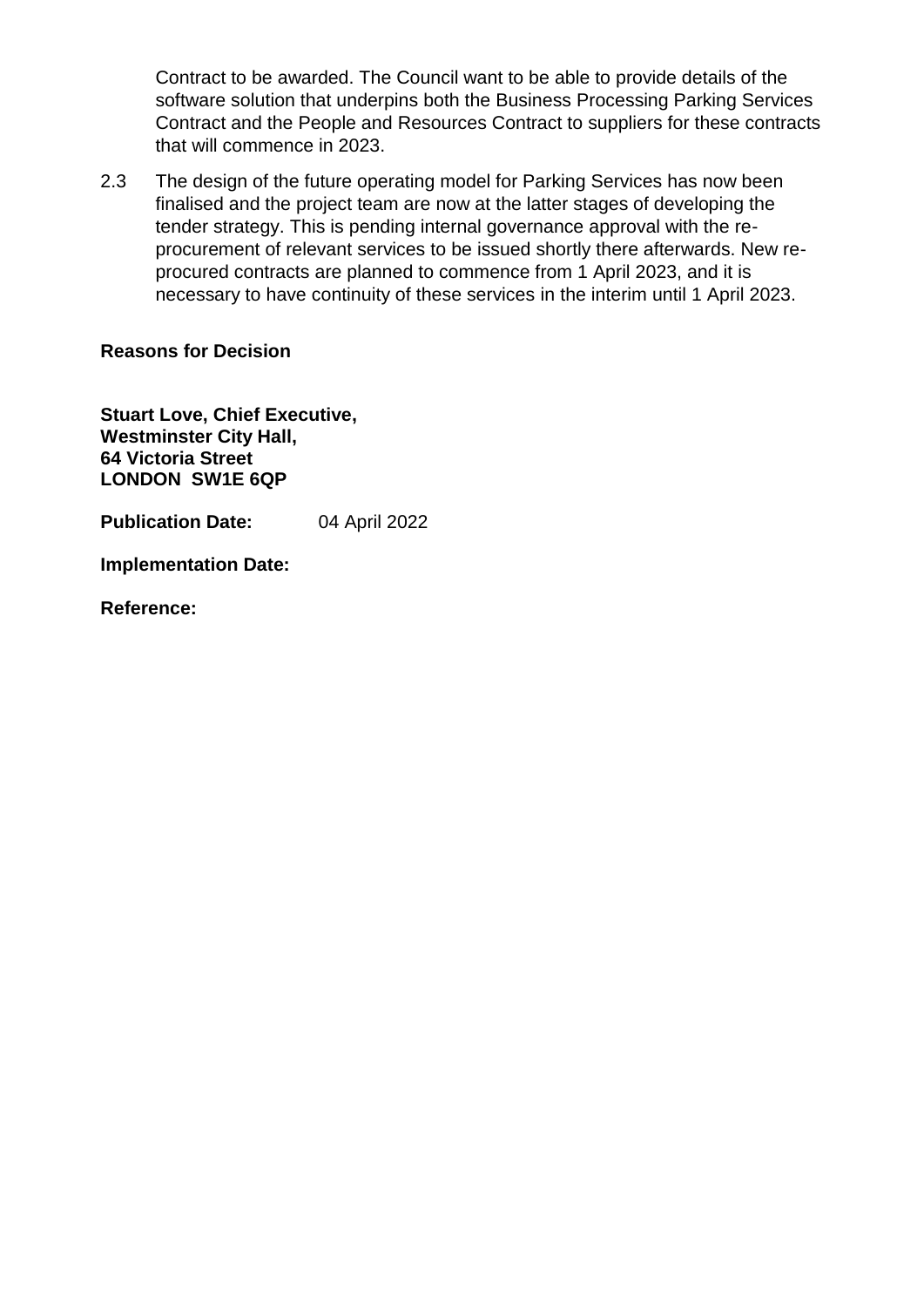Contract to be awarded. The Council want to be able to provide details of the software solution that underpins both the Business Processing Parking Services Contract and the People and Resources Contract to suppliers for these contracts that will commence in 2023.

2.3 The design of the future operating model for Parking Services has now been finalised and the project team are now at the latter stages of developing the tender strategy. This is pending internal governance approval with the re-procurement of relevant services to be issued shortly there afterwards. New re-procured contracts are planned to commence from 1 April 2023, and it is necessary to have continuity of these services in the interim until 1 April 2023.

**Reasons for Decision**

**Stuart Love, Chief Executive,**
**Westminster City Hall,**
**64 Victoria Street**
**LONDON SW1E 6QP**

**Publication Date:** 04 April 2022

**Implementation Date:**

**Reference:**